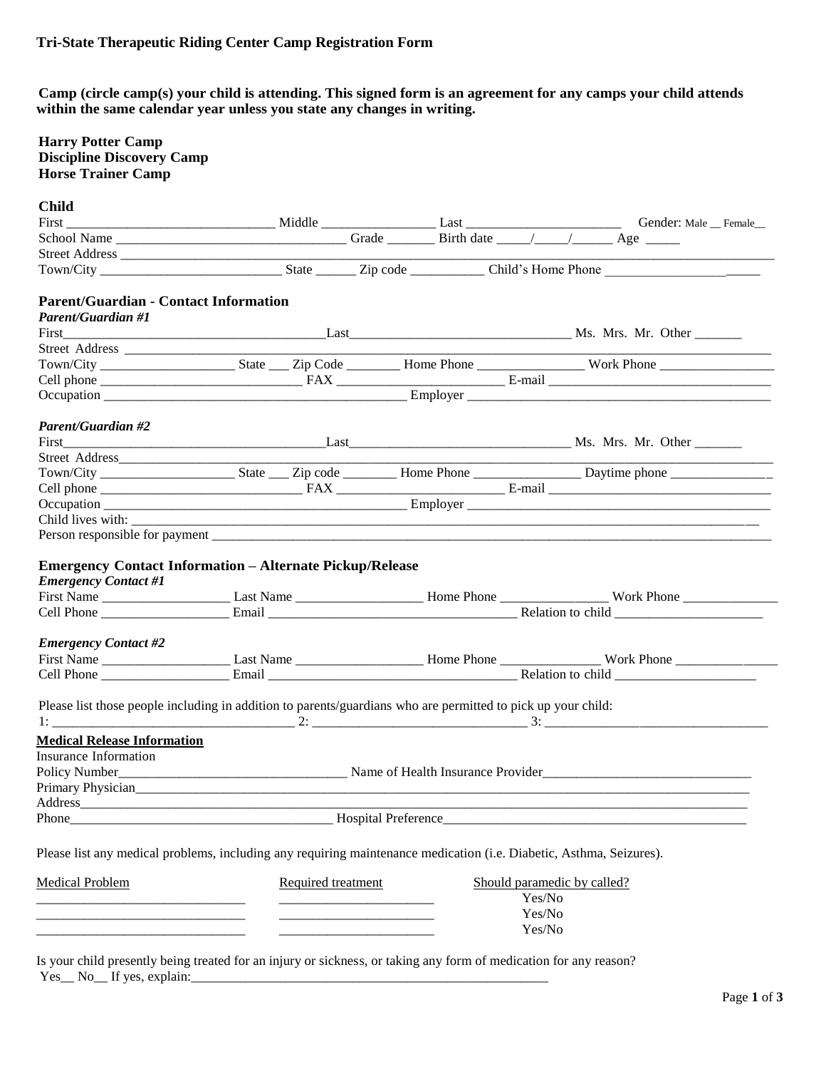**Tri-State Therapeutic Riding Center Camp Registration Form**

**Camp (circle camp(s) your child is attending. This signed form is an agreement for any camps your child attends within the same calendar year unless you state any changes in writing.**

**Harry Potter Camp**
**Discipline Discovery Camp**
**Horse Trainer Camp**

**Child**

First ____________________________ Middle ________________ Last ______________________ Gender: Male __ Female__
School Name ________________________________ Grade _______ Birth date _____/_____/______ Age _____
Street Address ________________________________________________________________________________________
Town/City __________________________ State ______ Zip code __________ Child's Home Phone ______________________

**Parent/Guardian - Contact Information**

***Parent/Guardian #1***

First_______________________________________Last________________________________ Ms. Mrs. Mr. Other _______
Street Address ___________________________________________________________________________________________
Town/City ___________________ State ___ Zip Code ________ Home Phone _______________ Work Phone ________________
Cell phone ____________________________ FAX ________________________ E-mail _______________________________
Occupation ____________________________________________ Employer _____________________________________________

***Parent/Guardian #2***

First_______________________________________Last________________________________ Ms. Mrs. Mr. Other _______
Street Address__________________________________________________________________________________________
Town/City ___________________ State ___ Zip code ________ Home Phone _______________ Daytime phone _______________
Cell phone ____________________________ FAX ________________________ E-mail _______________________________
Occupation ____________________________________________ Employer _____________________________________________
Child lives with: _______________________________________________________________________________________
Person responsible for payment ____________________________________________________________________________

**Emergency Contact Information – Alternate Pickup/Release**

***Emergency Contact #1***

First Name __________________ Last Name __________________ Home Phone _______________ Work Phone ______________
Cell Phone __________________ Email ____________________________________ Relation to child _____________________

***Emergency Contact #2***

First Name __________________ Last Name __________________ Home Phone ______________ Work Phone ________________
Cell Phone __________________ Email ____________________________________ Relation to child _____________________

Please list those people including in addition to parents/guardians who are permitted to pick up your child:
1: ___________________________________ 2: _______________________________ 3: _________________________________

**Medical Release Information**

Insurance Information
Policy Number__________________________________ Name of Health Insurance Provider______________________________
Primary Physician_________________________________________________________________________________________
Address_________________________________________________________________________________________________
Phone_____________________________________ Hospital Preference_____________________________________________

Please list any medical problems, including any requiring maintenance medication (i.e. Diabetic, Asthma, Seizures).

| Medical Problem | Required treatment | Should paramedic by called? |
| --- | --- | --- |
| ______________________________ | ______________________ | Yes/No |
| ______________________________ | ______________________ | Yes/No |
| ______________________________ | ______________________ | Yes/No |

Is your child presently being treated for an injury or sickness, or taking any form of medication for any reason?
Yes__ No__ If yes, explain:_______________________________________________________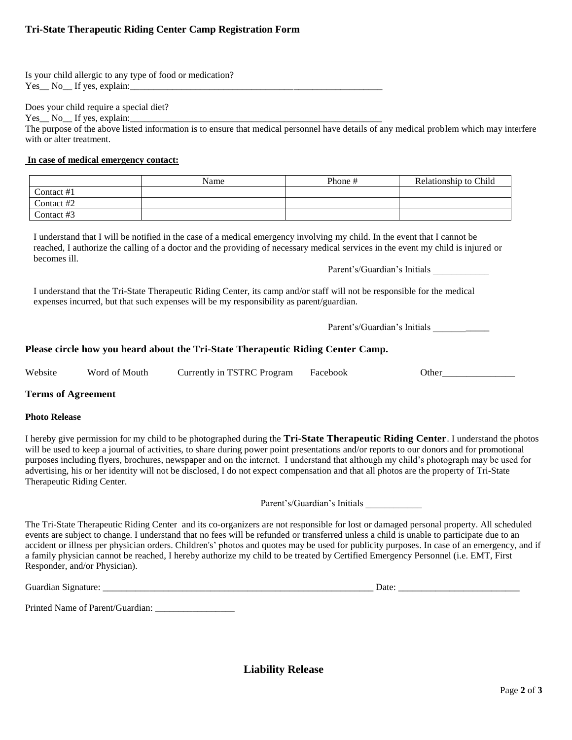### Tri-State Therapeutic Riding Center Camp Registration Form

Is your child allergic to any type of food or medication?
Yes__ No__ If yes, explain:___________________________________________________________

Does your child require a special diet?
Yes__ No__ If yes, explain:___________________________________________________________

The purpose of the above listed information is to ensure that medical personnel have details of any medical problem which may interfere with or alter treatment.

**In case of medical emergency contact:**

| | Name | Phone # | Relationship to Child |
|---|---|---|---|
| Contact #1 | | | |
| Contact #2 | | | |
| Contact #3 | | | |

I understand that I will be notified in the case of a medical emergency involving my child. In the event that I cannot be reached, I authorize the calling of a doctor and the providing of necessary medical services in the event my child is injured or becomes ill.

Parent's/Guardian's Initials ____________

I understand that the Tri-State Therapeutic Riding Center, its camp and/or staff will not be responsible for the medical expenses incurred, but that such expenses will be my responsibility as parent/guardian.

Parent's/Guardian's Initials ____________

**Please circle how you heard about the Tri-State Therapeutic Riding Center Camp.**

Website Word of Mouth Currently in TSTRC Program Facebook Other_______________

**Terms of Agreement**

**Photo Release**

I hereby give permission for my child to be photographed during the **Tri-State Therapeutic Riding Center**. I understand the photos will be used to keep a journal of activities, to share during power point presentations and/or reports to our donors and for promotional purposes including flyers, brochures, newspaper and on the internet. I understand that although my child's photograph may be used for advertising, his or her identity will not be disclosed, I do not expect compensation and that all photos are the property of Tri-State Therapeutic Riding Center.

Parent's/Guardian's Initials ____________

The Tri-State Therapeutic Riding Center and its co-organizers are not responsible for lost or damaged personal property. All scheduled events are subject to change. I understand that no fees will be refunded or transferred unless a child is unable to participate due to an accident or illness per physician orders. Children's' photos and quotes may be used for publicity purposes. In case of an emergency, and if a family physician cannot be reached, I hereby authorize my child to be treated by Certified Emergency Personnel (i.e. EMT, First Responder, and/or Physician).

Guardian Signature: ____________________________________________________________ Date: _________________________

Printed Name of Parent/Guardian: _________________

## Liability Release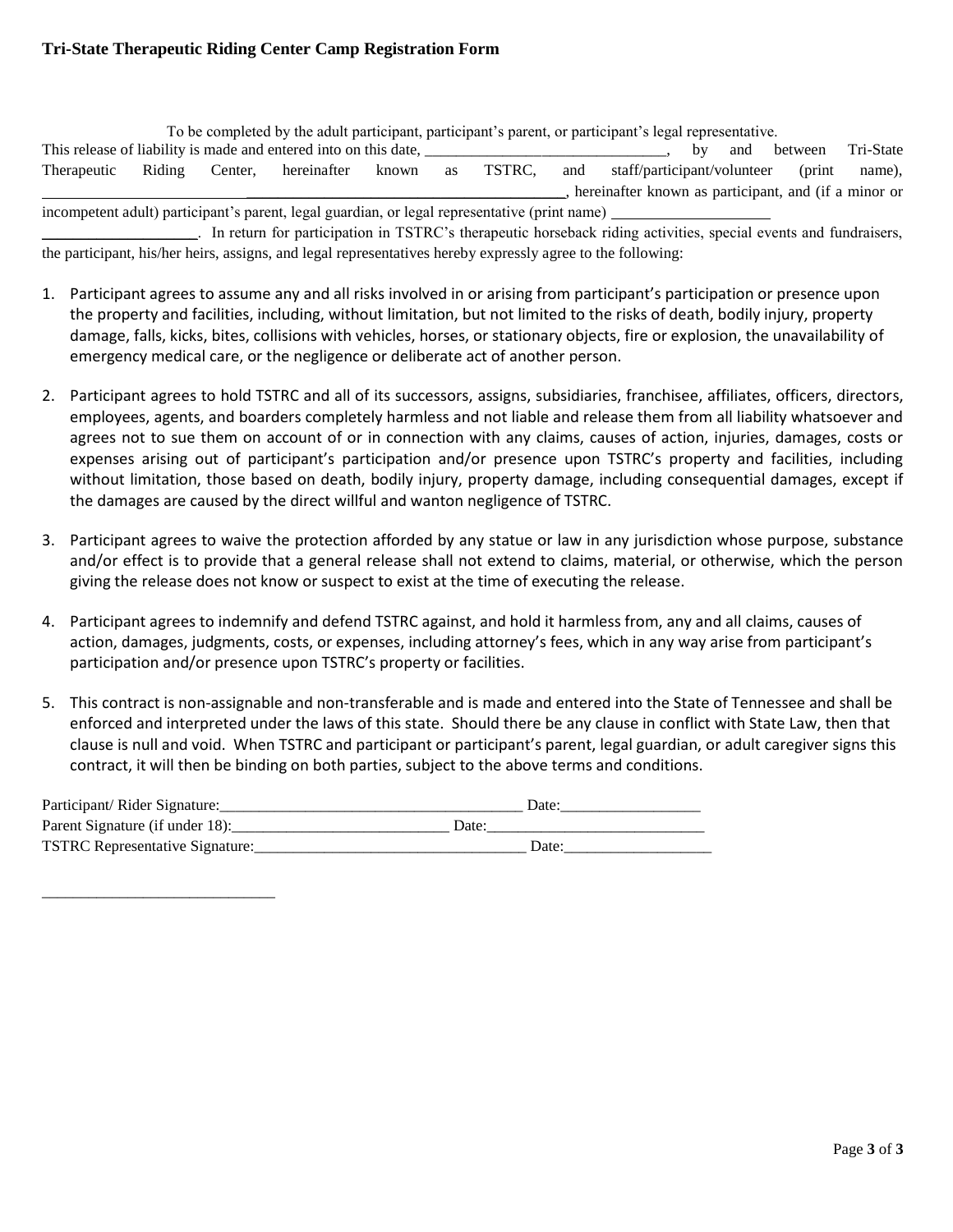**Tri-State Therapeutic Riding Center Camp Registration Form**

To be completed by the adult participant, participant's parent, or participant's legal representative.

This release of liability is made and entered into on this date, _______________________________, by and between Tri-State Therapeutic Riding Center, hereinafter known as TSTRC, and staff/participant/volunteer (print name), ________________________________________________________, hereinafter known as participant, and (if a minor or incompetent adult) participant's parent, legal guardian, or legal representative (print name) ____________________ ____________________. In return for participation in TSTRC's therapeutic horseback riding activities, special events and fundraisers, the participant, his/her heirs, assigns, and legal representatives hereby expressly agree to the following:

1. Participant agrees to assume any and all risks involved in or arising from participant's participation or presence upon the property and facilities, including, without limitation, but not limited to the risks of death, bodily injury, property damage, falls, kicks, bites, collisions with vehicles, horses, or stationary objects, fire or explosion, the unavailability of emergency medical care, or the negligence or deliberate act of another person.

2. Participant agrees to hold TSTRC and all of its successors, assigns, subsidiaries, franchisee, affiliates, officers, directors, employees, agents, and boarders completely harmless and not liable and release them from all liability whatsoever and agrees not to sue them on account of or in connection with any claims, causes of action, injuries, damages, costs or expenses arising out of participant's participation and/or presence upon TSTRC's property and facilities, including without limitation, those based on death, bodily injury, property damage, including consequential damages, except if the damages are caused by the direct willful and wanton negligence of TSTRC.

3. Participant agrees to waive the protection afforded by any statue or law in any jurisdiction whose purpose, substance and/or effect is to provide that a general release shall not extend to claims, material, or otherwise, which the person giving the release does not know or suspect to exist at the time of executing the release.

4. Participant agrees to indemnify and defend TSTRC against, and hold it harmless from, any and all claims, causes of action, damages, judgments, costs, or expenses, including attorney's fees, which in any way arise from participant's participation and/or presence upon TSTRC's property or facilities.

5. This contract is non-assignable and non-transferable and is made and entered into the State of Tennessee and shall be enforced and interpreted under the laws of this state. Should there be any clause in conflict with State Law, then that clause is null and void. When TSTRC and participant or participant's parent, legal guardian, or adult caregiver signs this contract, it will then be binding on both parties, subject to the above terms and conditions.

Participant/ Rider Signature:_______________________________________ Date:__________________

Parent Signature (if under 18):____________________________ Date:____________________________

TSTRC Representative Signature:__________________________________ Date:___________________

______________________________